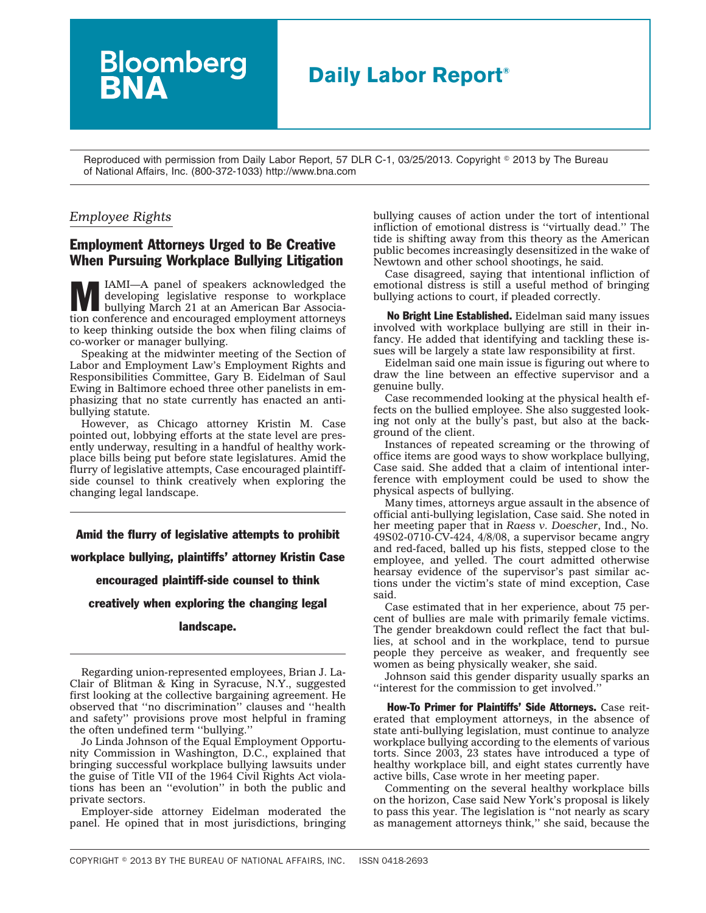Bloomberg BNA

**Daily Labor Report®**

Reproduced with permission from Daily Labor Report, 57 DLR C-1, 03/25/2013. Copyright © 2013 by The Bureau of National Affairs, Inc. (800-372-1033) http://www.bna.com

*Employee Rights*

## Employment Attorneys Urged to Be Creative When Pursuing Workplace Bullying Litigation

MIAMI—A panel of speakers acknowledged the developing legislative response to workplace bullying March 21 at an American Bar Association conference and encouraged employment attorneys to keep thinking outside the box when filing claims of co-worker or manager bullying.

Speaking at the midwinter meeting of the Section of Labor and Employment Law's Employment Rights and Responsibilities Committee, Gary B. Eidelman of Saul Ewing in Baltimore echoed three other panelists in emphasizing that no state currently has enacted an anti-bullying statute.

However, as Chicago attorney Kristin M. Case pointed out, lobbying efforts at the state level are presently underway, resulting in a handful of healthy workplace bills being put before state legislatures. Amid the flurry of legislative attempts, Case encouraged plaintiff-side counsel to think creatively when exploring the changing legal landscape.

**Amid the flurry of legislative attempts to prohibit workplace bullying, plaintiffs' attorney Kristin Case encouraged plaintiff-side counsel to think creatively when exploring the changing legal landscape.**

Regarding union-represented employees, Brian J. LaClair of Blitman & King in Syracuse, N.Y., suggested first looking at the collective bargaining agreement. He observed that ''no discrimination'' clauses and ''health and safety'' provisions prove most helpful in framing the often undefined term ''bullying.''

Jo Linda Johnson of the Equal Employment Opportunity Commission in Washington, D.C., explained that bringing successful workplace bullying lawsuits under the guise of Title VII of the 1964 Civil Rights Act violations has been an ''evolution'' in both the public and private sectors.

Employer-side attorney Eidelman moderated the panel. He opined that in most jurisdictions, bringing bullying causes of action under the tort of intentional infliction of emotional distress is ''virtually dead.'' The tide is shifting away from this theory as the American public becomes increasingly desensitized in the wake of Newtown and other school shootings, he said.

Case disagreed, saying that intentional infliction of emotional distress is still a useful method of bringing bullying actions to court, if pleaded correctly.

**No Bright Line Established.** Eidelman said many issues involved with workplace bullying are still in their infancy. He added that identifying and tackling these issues will be largely a state law responsibility at first.

Eidelman said one main issue is figuring out where to draw the line between an effective supervisor and a genuine bully.

Case recommended looking at the physical health effects on the bullied employee. She also suggested looking not only at the bully's past, but also at the background of the client.

Instances of repeated screaming or the throwing of office items are good ways to show workplace bullying, Case said. She added that a claim of intentional interference with employment could be used to show the physical aspects of bullying.

Many times, attorneys argue assault in the absence of official anti-bullying legislation, Case said. She noted in her meeting paper that in *Raess v. Doescher*, Ind., No. 49S02-0710-CV-424, 4/8/08, a supervisor became angry and red-faced, balled up his fists, stepped close to the employee, and yelled. The court admitted otherwise hearsay evidence of the supervisor's past similar actions under the victim's state of mind exception, Case said.

Case estimated that in her experience, about 75 percent of bullies are male with primarily female victims. The gender breakdown could reflect the fact that bullies, at school and in the workplace, tend to pursue people they perceive as weaker, and frequently see women as being physically weaker, she said.

Johnson said this gender disparity usually sparks an ''interest for the commission to get involved.''

**How-To Primer for Plaintiffs' Side Attorneys.** Case reiterated that employment attorneys, in the absence of state anti-bullying legislation, must continue to analyze workplace bullying according to the elements of various torts. Since 2003, 23 states have introduced a type of healthy workplace bill, and eight states currently have active bills, Case wrote in her meeting paper.

Commenting on the several healthy workplace bills on the horizon, Case said New York's proposal is likely to pass this year. The legislation is ''not nearly as scary as management attorneys think,'' she said, because the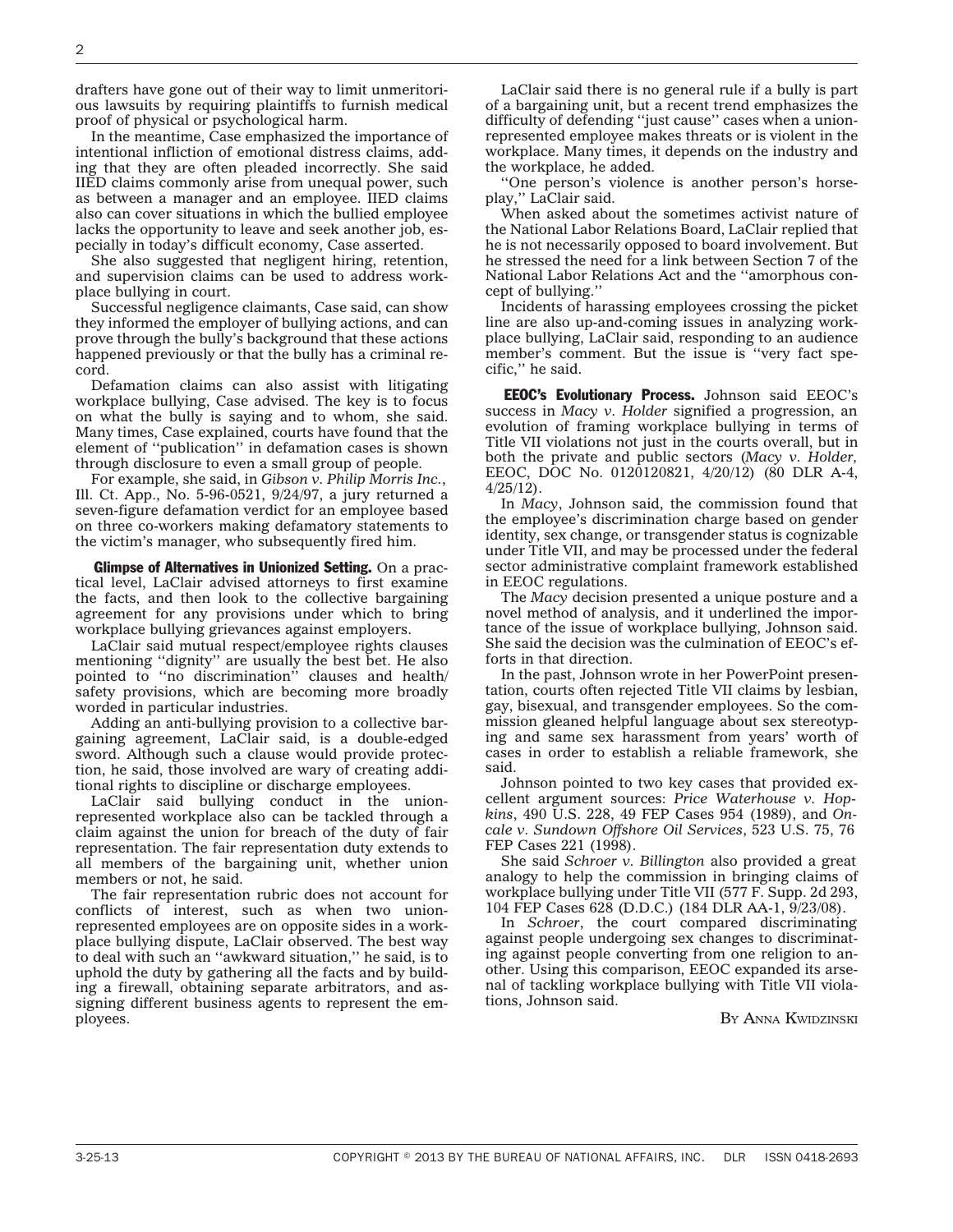drafters have gone out of their way to limit unmeritorious lawsuits by requiring plaintiffs to furnish medical proof of physical or psychological harm.

In the meantime, Case emphasized the importance of intentional infliction of emotional distress claims, adding that they are often pleaded incorrectly. She said IIED claims commonly arise from unequal power, such as between a manager and an employee. IIED claims also can cover situations in which the bullied employee lacks the opportunity to leave and seek another job, especially in today's difficult economy, Case asserted.

She also suggested that negligent hiring, retention, and supervision claims can be used to address workplace bullying in court.

Successful negligence claimants, Case said, can show they informed the employer of bullying actions, and can prove through the bully's background that these actions happened previously or that the bully has a criminal record.

Defamation claims can also assist with litigating workplace bullying, Case advised. The key is to focus on what the bully is saying and to whom, she said. Many times, Case explained, courts have found that the element of ''publication'' in defamation cases is shown through disclosure to even a small group of people.

For example, she said, in *Gibson v. Philip Morris Inc.*, Ill. Ct. App., No. 5-96-0521, 9/24/97, a jury returned a seven-figure defamation verdict for an employee based on three co-workers making defamatory statements to the victim's manager, who subsequently fired him.

**Glimpse of Alternatives in Unionized Setting.** On a practical level, LaClair advised attorneys to first examine the facts, and then look to the collective bargaining agreement for any provisions under which to bring workplace bullying grievances against employers.

LaClair said mutual respect/employee rights clauses mentioning ''dignity'' are usually the best bet. He also pointed to ''no discrimination'' clauses and health/safety provisions, which are becoming more broadly worded in particular industries.

Adding an anti-bullying provision to a collective bargaining agreement, LaClair said, is a double-edged sword. Although such a clause would provide protection, he said, those involved are wary of creating additional rights to discipline or discharge employees.

LaClair said bullying conduct in the union-represented workplace also can be tackled through a claim against the union for breach of the duty of fair representation. The fair representation duty extends to all members of the bargaining unit, whether union members or not, he said.

The fair representation rubric does not account for conflicts of interest, such as when two union-represented employees are on opposite sides in a workplace bullying dispute, LaClair observed. The best way to deal with such an ''awkward situation,'' he said, is to uphold the duty by gathering all the facts and by building a firewall, obtaining separate arbitrators, and assigning different business agents to represent the employees.

LaClair said there is no general rule if a bully is part of a bargaining unit, but a recent trend emphasizes the difficulty of defending ''just cause'' cases when a union-represented employee makes threats or is violent in the workplace. Many times, it depends on the industry and the workplace, he added.

''One person's violence is another person's horseplay,'' LaClair said.

When asked about the sometimes activist nature of the National Labor Relations Board, LaClair replied that he is not necessarily opposed to board involvement. But he stressed the need for a link between Section 7 of the National Labor Relations Act and the ''amorphous concept of bullying.''

Incidents of harassing employees crossing the picket line are also up-and-coming issues in analyzing workplace bullying, LaClair said, responding to an audience member's comment. But the issue is ''very fact specific,'' he said.

**EEOC's Evolutionary Process.** Johnson said EEOC's success in *Macy v. Holder* signified a progression, an evolution of framing workplace bullying in terms of Title VII violations not just in the courts overall, but in both the private and public sectors (*Macy v. Holder*, EEOC, DOC No. 0120120821, 4/20/12) (80 DLR A-4, 4/25/12).

In *Macy*, Johnson said, the commission found that the employee's discrimination charge based on gender identity, sex change, or transgender status is cognizable under Title VII, and may be processed under the federal sector administrative complaint framework established in EEOC regulations.

The *Macy* decision presented a unique posture and a novel method of analysis, and it underlined the importance of the issue of workplace bullying, Johnson said. She said the decision was the culmination of EEOC's efforts in that direction.

In the past, Johnson wrote in her PowerPoint presentation, courts often rejected Title VII claims by lesbian, gay, bisexual, and transgender employees. So the commission gleaned helpful language about sex stereotyping and same sex harassment from years' worth of cases in order to establish a reliable framework, she said.

Johnson pointed to two key cases that provided excellent argument sources: *Price Waterhouse v. Hopkins*, 490 U.S. 228, 49 FEP Cases 954 (1989), and *Oncale v. Sundown Offshore Oil Services*, 523 U.S. 75, 76 FEP Cases 221 (1998).

She said *Schroer v. Billington* also provided a great analogy to help the commission in bringing claims of workplace bullying under Title VII (577 F. Supp. 2d 293, 104 FEP Cases 628 (D.D.C.) (184 DLR AA-1, 9/23/08).

In *Schroer*, the court compared discriminating against people undergoing sex changes to discriminating against people converting from one religion to another. Using this comparison, EEOC expanded its arsenal of tackling workplace bullying with Title VII violations, Johnson said.

By Anna Kwidzinski